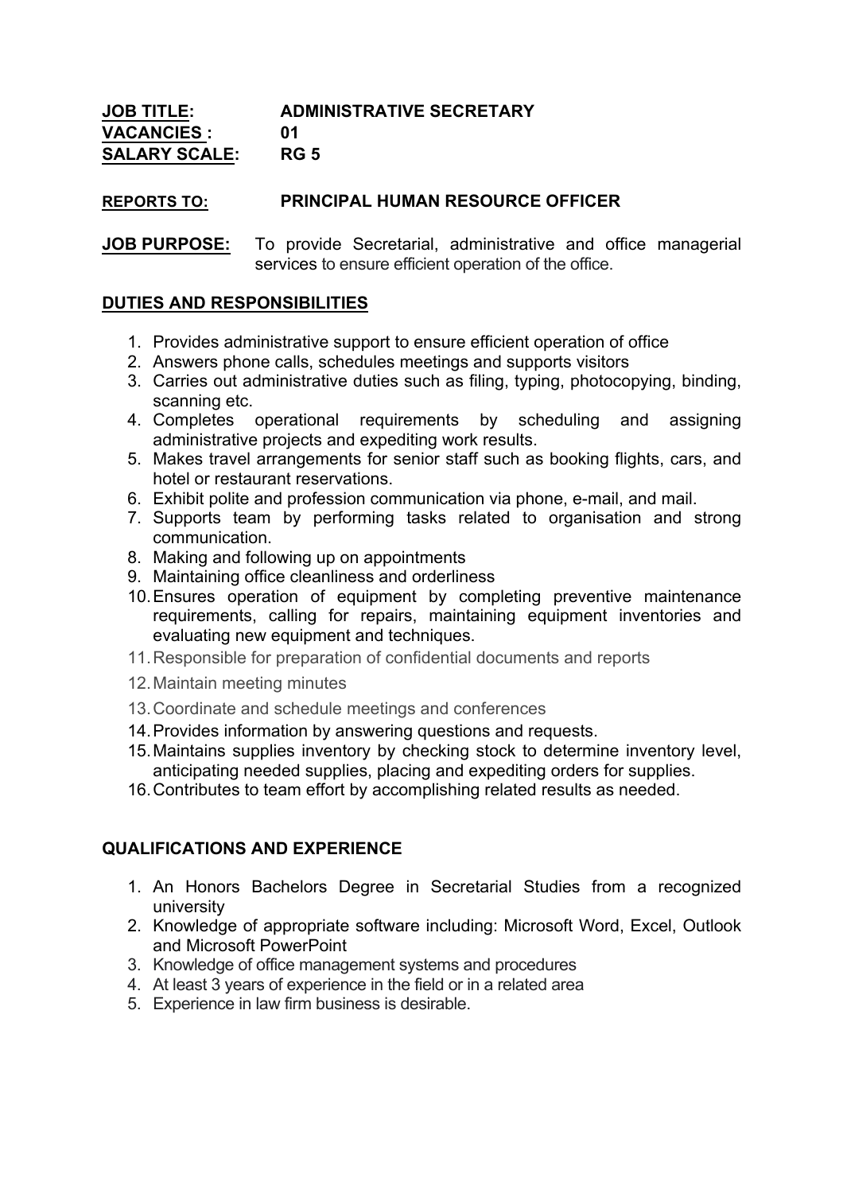**JOB TITLE:** **ADMINISTRATIVE SECRETARY**
**VACANCIES :** **01**
**SALARY SCALE:** **RG 5**

**REPORTS TO:** **PRINCIPAL HUMAN RESOURCE OFFICER**

**JOB PURPOSE:** To provide Secretarial, administrative and office managerial services to ensure efficient operation of the office.

## DUTIES AND RESPONSIBILITIES

1. Provides administrative support to ensure efficient operation of office
2. Answers phone calls, schedules meetings and supports visitors
3. Carries out administrative duties such as filing, typing, photocopying, binding, scanning etc.
4. Completes operational requirements by scheduling and assigning administrative projects and expediting work results.
5. Makes travel arrangements for senior staff such as booking flights, cars, and hotel or restaurant reservations.
6. Exhibit polite and profession communication via phone, e-mail, and mail.
7. Supports team by performing tasks related to organisation and strong communication.
8. Making and following up on appointments
9. Maintaining office cleanliness and orderliness
10. Ensures operation of equipment by completing preventive maintenance requirements, calling for repairs, maintaining equipment inventories and evaluating new equipment and techniques.
11. Responsible for preparation of confidential documents and reports
12. Maintain meeting minutes
13. Coordinate and schedule meetings and conferences
14. Provides information by answering questions and requests.
15. Maintains supplies inventory by checking stock to determine inventory level, anticipating needed supplies, placing and expediting orders for supplies.
16. Contributes to team effort by accomplishing related results as needed.

## QUALIFICATIONS AND EXPERIENCE

1. An Honors Bachelors Degree in Secretarial Studies from a recognized university
2. Knowledge of appropriate software including: Microsoft Word, Excel, Outlook and Microsoft PowerPoint
3. Knowledge of office management systems and procedures
4. At least 3 years of experience in the field or in a related area
5. Experience in law firm business is desirable.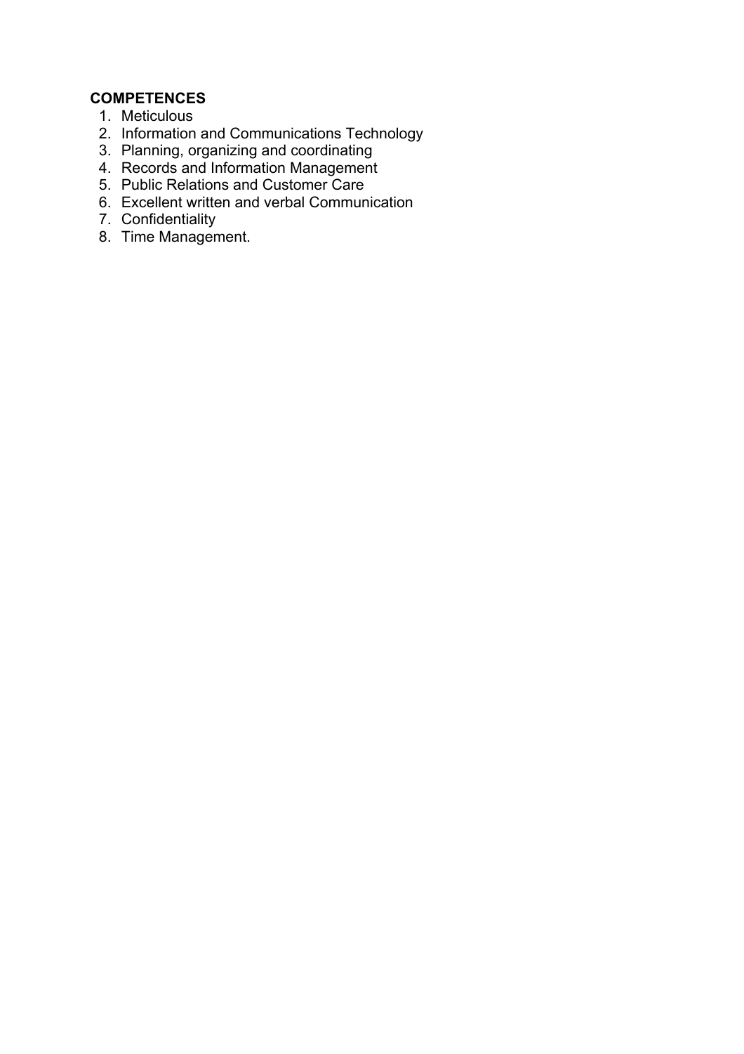**COMPETENCES**

1. Meticulous
2. Information and Communications Technology
3. Planning, organizing and coordinating
4. Records and Information Management
5. Public Relations and Customer Care
6. Excellent written and verbal Communication
7. Confidentiality
8. Time Management.